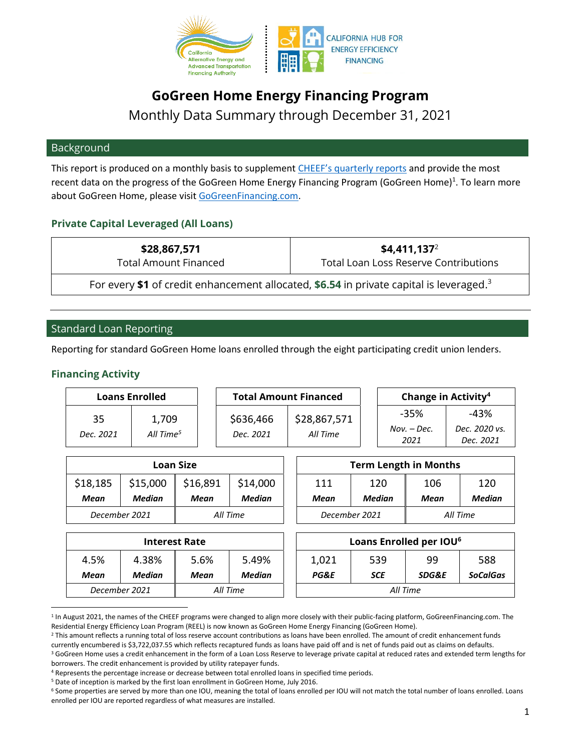# GoGreen Home Energy Financing Program

Monthly Data Summary through December 31, 2021

## Background

This report is produced on a monthly basis to supplement [CHEEF's quarterly reports]() and provide the most recent data on the progress of the GoGreen Home Energy Financing Program (GoGreen Home)[1]. To learn more about GoGreen Home, please visit [GoGreenFinancing.com]().

### Private Capital Leveraged (All Loans)

| **$28,867,571**<br>Total Amount Financed | **$4,411,137**[2]<br>Total Loan Loss Reserve Contributions |
|---|---|
| For every **$1** of credit enhancement allocated, **$6.54** in private capital is leveraged.[3] | |

## Standard Loan Reporting

Reporting for standard GoGreen Home loans enrolled through the eight participating credit union lenders.

### Financing Activity

| **Loans Enrolled** | |
|---|---|
| 35 | 1,709 |
| *Dec. 2021* | *All Time*[5] |

| **Total Amount Financed** | |
|---|---|
| $636,466 | $28,867,571 |
| *Dec. 2021* | *All Time* |

| **Change in Activity**[4] | |
|---|---|
| -35% | -43% |
| *Nov. – Dec. 2021* | *Dec. 2020 vs. Dec. 2021* |

| **Loan Size** | | | |
|---|---|---|---|
| $18,185 | $15,000 | $16,891 | $14,000 |
| ***Mean*** | ***Median*** | ***Mean*** | ***Median*** |
| *December 2021* | | *All Time* | |

| **Term Length in Months** | | | |
|---|---|---|---|
| 111 | 120 | 106 | 120 |
| ***Mean*** | ***Median*** | ***Mean*** | ***Median*** |
| *December 2021* | | *All Time* | |

| **Interest Rate** | | | |
|---|---|---|---|
| 4.5% | 4.38% | 5.6% | 5.49% |
| ***Mean*** | ***Median*** | ***Mean*** | ***Median*** |
| *December 2021* | | *All Time* | |

| **Loans Enrolled per IOU**[6] | | | |
|---|---|---|---|
| 1,021 | 539 | 99 | 588 |
| ***PG&E*** | ***SCE*** | ***SDG&E*** | ***SoCalGas*** |
| *All Time* | | | |

[1] In August 2021, the names of the CHEEF programs were changed to align more closely with their public-facing platform, GoGreenFinancing.com. The Residential Energy Efficiency Loan Program (REEL) is now known as GoGreen Home Energy Financing (GoGreen Home).

[2] This amount reflects a running total of loss reserve account contributions as loans have been enrolled. The amount of credit enhancement funds currently encumbered is $3,722,037.55 which reflects recaptured funds as loans have paid off and is net of funds paid out as claims on defaults.

[3] GoGreen Home uses a credit enhancement in the form of a Loan Loss Reserve to leverage private capital at reduced rates and extended term lengths for borrowers. The credit enhancement is provided by utility ratepayer funds.

[4] Represents the percentage increase or decrease between total enrolled loans in specified time periods.

[5] Date of inception is marked by the first loan enrollment in GoGreen Home, July 2016.

[6] Some properties are served by more than one IOU, meaning the total of loans enrolled per IOU will not match the total number of loans enrolled. Loans enrolled per IOU are reported regardless of what measures are installed.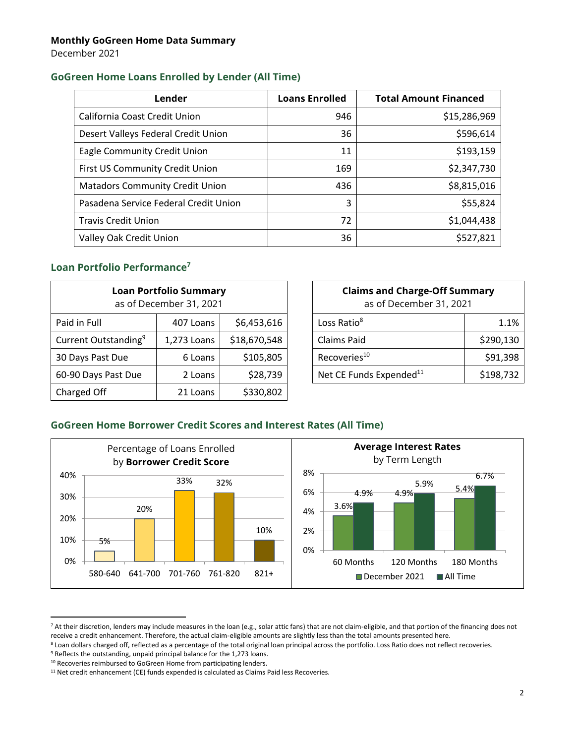**Monthly GoGreen Home Data Summary**
December 2021

## GoGreen Home Loans Enrolled by Lender (All Time)

| Lender | Loans Enrolled | Total Amount Financed |
|---|---|---|
| California Coast Credit Union | 946 | $15,286,969 |
| Desert Valleys Federal Credit Union | 36 | $596,614 |
| Eagle Community Credit Union | 11 | $193,159 |
| First US Community Credit Union | 169 | $2,347,730 |
| Matadors Community Credit Union | 436 | $8,815,016 |
| Pasadena Service Federal Credit Union | 3 | $55,824 |
| Travis Credit Union | 72 | $1,044,438 |
| Valley Oak Credit Union | 36 | $527,821 |

## Loan Portfolio Performance[7]

| Loan Portfolio Summary as of December 31, 2021 | | |
|---|---|---|
| Paid in Full | 407 Loans | $6,453,616 |
| Current Outstanding[9] | 1,273 Loans | $18,670,548 |
| 30 Days Past Due | 6 Loans | $105,805 |
| 60-90 Days Past Due | 2 Loans | $28,739 |
| Charged Off | 21 Loans | $330,802 |

| Claims and Charge-Off Summary as of December 31, 2021 | |
|---|---|
| Loss Ratio[8] | 1.1% |
| Claims Paid | $290,130 |
| Recoveries[10] | $91,398 |
| Net CE Funds Expended[11] | $198,732 |

## GoGreen Home Borrower Credit Scores and Interest Rates (All Time)

Percentage of Loans Enrolled by **Borrower Credit Score**

| Credit Score | Percentage |
|---|---|
| 580-640 | 5% |
| 641-700 | 20% |
| 701-760 | 33% |
| 761-820 | 32% |
| 821+ | 10% |

**Average Interest Rates** by Term Length

| Term | December 2021 | All Time |
|---|---|---|
| 60 Months | 3.6% | 4.9% |
| 120 Months | 4.9% | 5.9% |
| 180 Months | 5.4% | 6.7% |

---

[7] At their discretion, lenders may include measures in the loan (e.g., solar attic fans) that are not claim-eligible, and that portion of the financing does not receive a credit enhancement. Therefore, the actual claim-eligible amounts are slightly less than the total amounts presented here.

[8] Loan dollars charged off, reflected as a percentage of the total original loan principal across the portfolio. Loss Ratio does not reflect recoveries.

[9] Reflects the outstanding, unpaid principal balance for the 1,273 loans.

[10] Recoveries reimbursed to GoGreen Home from participating lenders.

[11] Net credit enhancement (CE) funds expended is calculated as Claims Paid less Recoveries.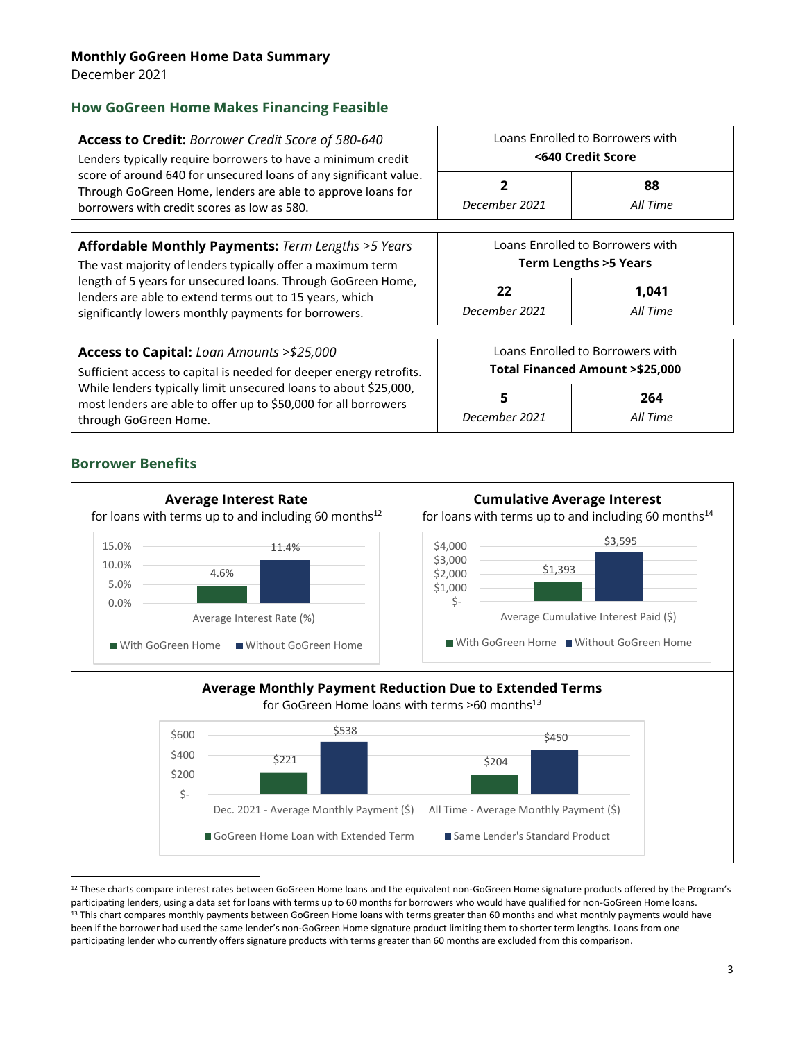**Monthly GoGreen Home Data Summary**

December 2021

## How GoGreen Home Makes Financing Feasible

| **Access to Credit:** *Borrower Credit Score of 580-640* | Loans Enrolled to Borrowers with **<640 Credit Score** | |
|---|---|---|
| Lenders typically require borrowers to have a minimum credit score of around 640 for unsecured loans of any significant value. Through GoGreen Home, lenders are able to approve loans for borrowers with credit scores as low as 580. | **2** *December 2021* | **88** *All Time* |

| **Affordable Monthly Payments:** *Term Lengths >5 Years* | Loans Enrolled to Borrowers with **Term Lengths >5 Years** | |
|---|---|---|
| The vast majority of lenders typically offer a maximum term length of 5 years for unsecured loans. Through GoGreen Home, lenders are able to extend terms out to 15 years, which significantly lowers monthly payments for borrowers. | **22** *December 2021* | **1,041** *All Time* |

| **Access to Capital:** *Loan Amounts >$25,000* | Loans Enrolled to Borrowers with **Total Financed Amount >$25,000** | |
|---|---|---|
| Sufficient access to capital is needed for deeper energy retrofits. While lenders typically limit unsecured loans to about $25,000, most lenders are able to offer up to $50,000 for all borrowers through GoGreen Home. | **5** *December 2021* | **264** *All Time* |

## Borrower Benefits

**Average Interest Rate**
for loans with terms up to and including 60 months[12]

| | With GoGreen Home | Without GoGreen Home |
|---|---|---|
| Average Interest Rate (%) | 4.6% | 11.4% |

**Cumulative Average Interest**
for loans with terms up to and including 60 months[14]

| | With GoGreen Home | Without GoGreen Home |
|---|---|---|
| Average Cumulative Interest Paid ($) | $1,393 | $3,595 |

**Average Monthly Payment Reduction Due to Extended Terms**
for GoGreen Home loans with terms >60 months[13]

| | GoGreen Home Loan with Extended Term | Same Lender's Standard Product |
|---|---|---|
| Dec. 2021 - Average Monthly Payment ($) | $221 | $538 |
| All Time - Average Monthly Payment ($) | $204 | $450 |

---

[12] These charts compare interest rates between GoGreen Home loans and the equivalent non-GoGreen Home signature products offered by the Program's participating lenders, using a data set for loans with terms up to 60 months for borrowers who would have qualified for non-GoGreen Home loans.

[13] This chart compares monthly payments between GoGreen Home loans with terms greater than 60 months and what monthly payments would have been if the borrower had used the same lender's non-GoGreen Home signature product limiting them to shorter term lengths. Loans from one participating lender who currently offers signature products with terms greater than 60 months are excluded from this comparison.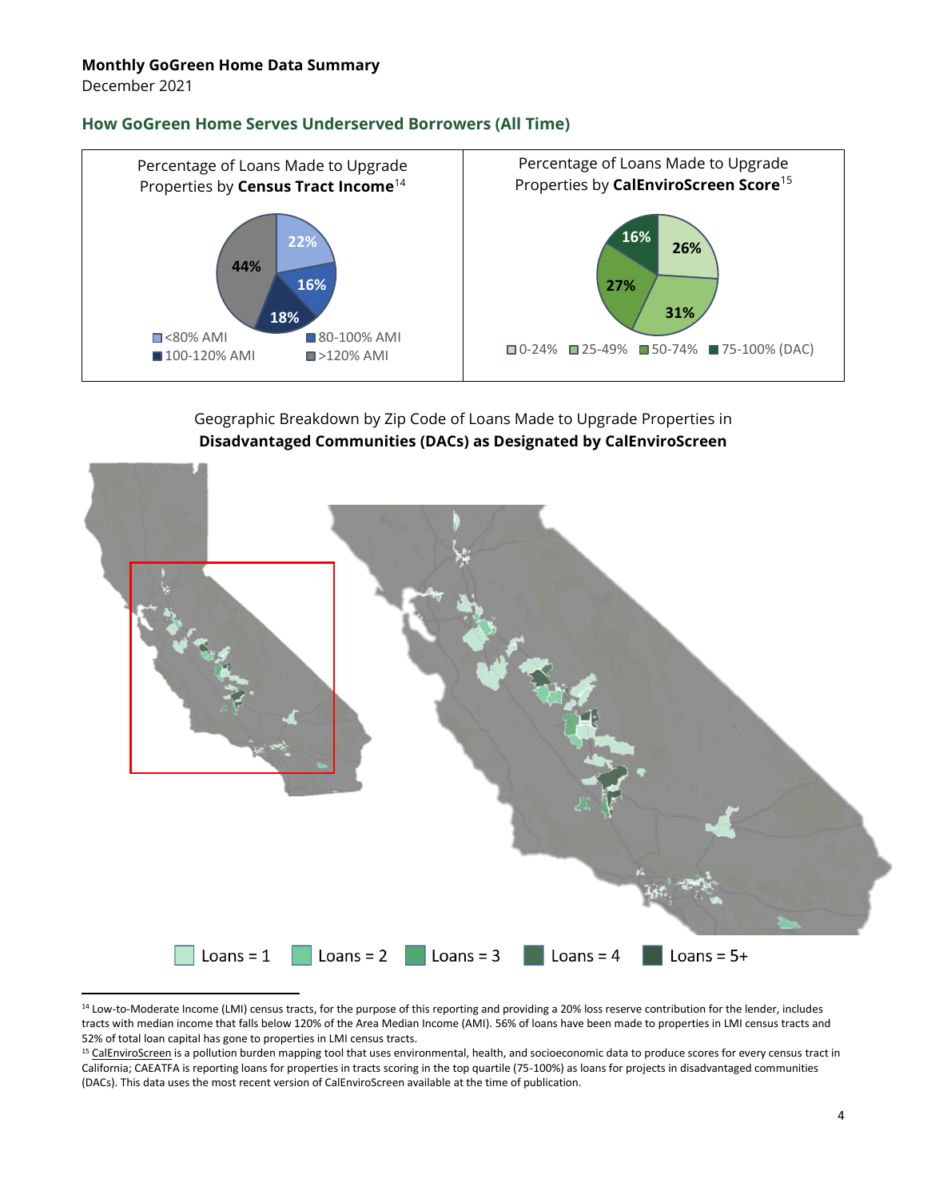**Monthly GoGreen Home Data Summary**
December 2021

## How GoGreen Home Serves Underserved Borrowers (All Time)

Percentage of Loans Made to Upgrade Properties by **Census Tract Income**[14]

- <80% AMI: 22%
- 80-100% AMI: 16%
- 100-120% AMI: 18%
- >120% AMI: 44%

Percentage of Loans Made to Upgrade Properties by **CalEnviroScreen Score**[15]

- 0-24%: 26%
- 25-49%: 31%
- 50-74%: 27%
- 75-100% (DAC): 16%

Geographic Breakdown by Zip Code of Loans Made to Upgrade Properties in **Disadvantaged Communities (DACs) as Designated by CalEnviroScreen**

Loans = 1 | Loans = 2 | Loans = 3 | Loans = 4 | Loans = 5+

---

[14] Low-to-Moderate Income (LMI) census tracts, for the purpose of this reporting and providing a 20% loss reserve contribution for the lender, includes tracts with median income that falls below 120% of the Area Median Income (AMI). 56% of loans have been made to properties in LMI census tracts and 52% of total loan capital has gone to properties in LMI census tracts.

[15] CalEnviroScreen is a pollution burden mapping tool that uses environmental, health, and socioeconomic data to produce scores for every census tract in California; CAEATFA is reporting loans for properties in tracts scoring in the top quartile (75-100%) as loans for projects in disadvantaged communities (DACs). This data uses the most recent version of CalEnviroScreen available at the time of publication.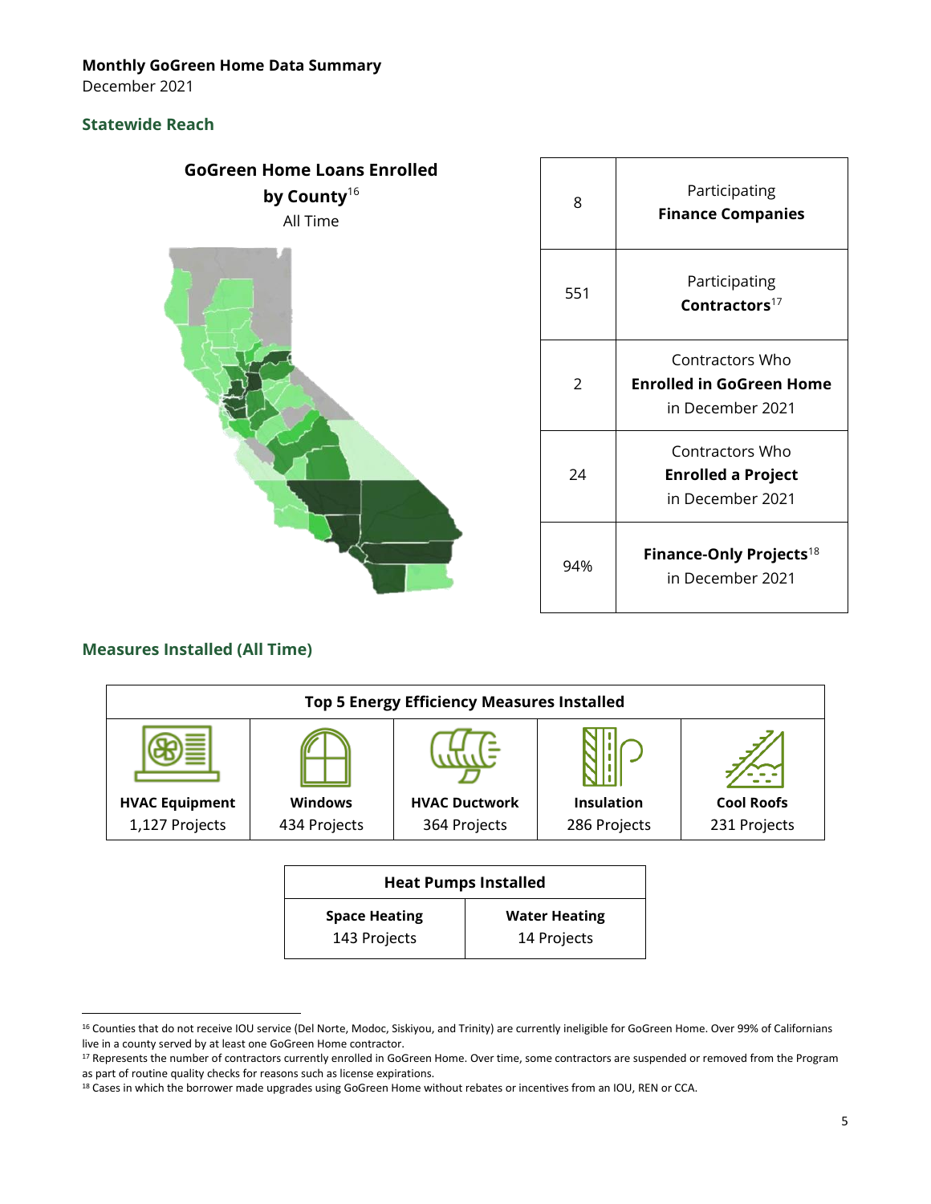**Monthly GoGreen Home Data Summary**
December 2021

## Statewide Reach

**GoGreen Home Loans Enrolled by County**[16]
All Time

| | |
|---|---|
| 8 | Participating **Finance Companies** |
| 551 | Participating **Contractors**[17] |
| 2 | Contractors Who **Enrolled in GoGreen Home** in December 2021 |
| 24 | Contractors Who **Enrolled a Project** in December 2021 |
| 94% | **Finance-Only Projects**[18] in December 2021 |

## Measures Installed (All Time)

| Top 5 Energy Efficiency Measures Installed | | | | |
|---|---|---|---|---|
| **HVAC Equipment** 1,127 Projects | **Windows** 434 Projects | **HVAC Ductwork** 364 Projects | **Insulation** 286 Projects | **Cool Roofs** 231 Projects |

| Heat Pumps Installed | |
|---|---|
| **Space Heating** 143 Projects | **Water Heating** 14 Projects |

---

[16] Counties that do not receive IOU service (Del Norte, Modoc, Siskiyou, and Trinity) are currently ineligible for GoGreen Home. Over 99% of Californians live in a county served by at least one GoGreen Home contractor.

[17] Represents the number of contractors currently enrolled in GoGreen Home. Over time, some contractors are suspended or removed from the Program as part of routine quality checks for reasons such as license expirations.

[18] Cases in which the borrower made upgrades using GoGreen Home without rebates or incentives from an IOU, REN or CCA.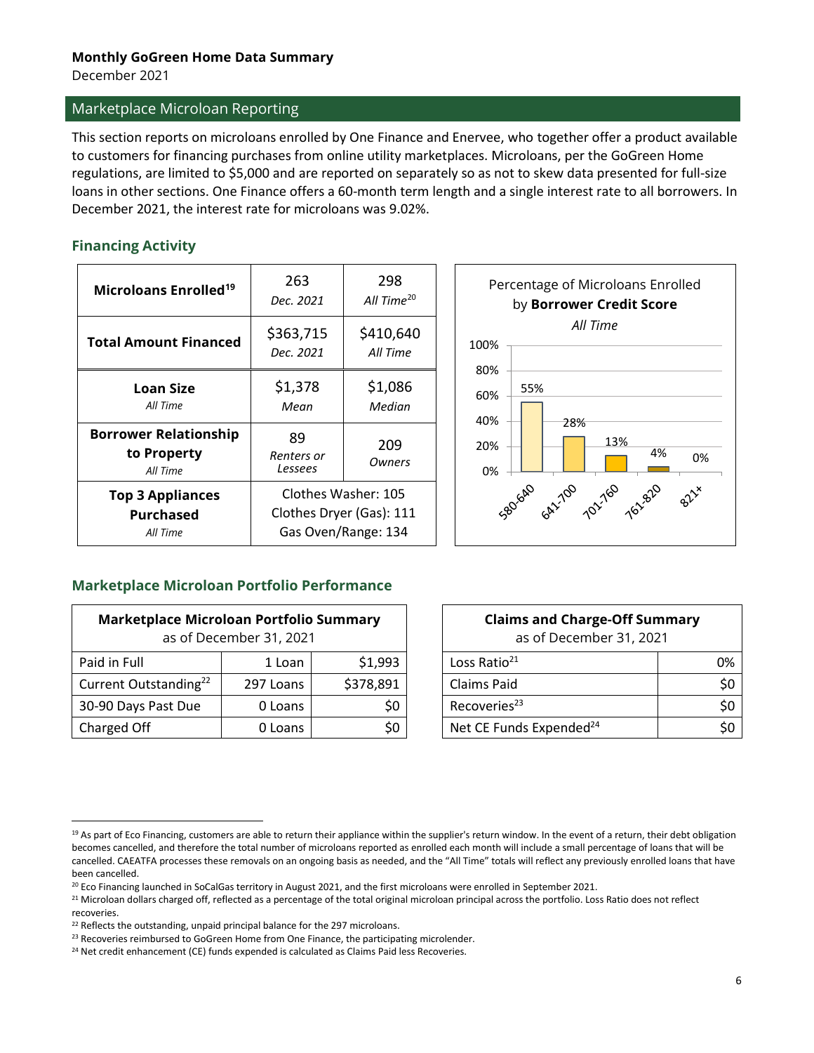**Monthly GoGreen Home Data Summary**

December 2021

## Marketplace Microloan Reporting

This section reports on microloans enrolled by One Finance and Enervee, who together offer a product available to customers for financing purchases from online utility marketplaces. Microloans, per the GoGreen Home regulations, are limited to $5,000 and are reported on separately so as not to skew data presented for full-size loans in other sections. One Finance offers a 60-month term length and a single interest rate to all borrowers. In December 2021, the interest rate for microloans was 9.02%.

### Financing Activity

| | | |
|---|---|---|
| **Microloans Enrolled**[19] | 263 *Dec. 2021* | 298 *All Time*[20] |
| **Total Amount Financed** | $363,715 *Dec. 2021* | $410,640 *All Time* |
| **Loan Size** *All Time* | $1,378 *Mean* | $1,086 *Median* |
| **Borrower Relationship to Property** *All Time* | 89 *Renters or Lessees* | 209 *Owners* |
| **Top 3 Appliances Purchased** *All Time* | Clothes Washer: 105<br>Clothes Dryer (Gas): 111<br>Gas Oven/Range: 134 | |

Percentage of Microloans Enrolled by **Borrower Credit Score**

*All Time*

100%
80%
60%
40%
20%
0%

55%
28%
13%
4%
0%

580-640
641-700
701-760
761-820
821+

### Marketplace Microloan Portfolio Performance

| **Marketplace Microloan Portfolio Summary** as of December 31, 2021 | | |
|---|---|---|
| Paid in Full | 1 Loan | $1,993 |
| Current Outstanding[22] | 297 Loans | $378,891 |
| 30-90 Days Past Due | 0 Loans | $0 |
| Charged Off | 0 Loans | $0 |

| **Claims and Charge-Off Summary** as of December 31, 2021 | |
|---|---|
| Loss Ratio[21] | 0% |
| Claims Paid | $0 |
| Recoveries[23] | $0 |
| Net CE Funds Expended[24] | $0 |

[19] As part of Eco Financing, customers are able to return their appliance within the supplier's return window. In the event of a return, their debt obligation becomes cancelled, and therefore the total number of microloans reported as enrolled each month will include a small percentage of loans that will be cancelled. CAEATFA processes these removals on an ongoing basis as needed, and the "All Time" totals will reflect any previously enrolled loans that have been cancelled.

[20] Eco Financing launched in SoCalGas territory in August 2021, and the first microloans were enrolled in September 2021.

[21] Microloan dollars charged off, reflected as a percentage of the total original microloan principal across the portfolio. Loss Ratio does not reflect recoveries.

[22] Reflects the outstanding, unpaid principal balance for the 297 microloans.

[23] Recoveries reimbursed to GoGreen Home from One Finance, the participating microlender.

[24] Net credit enhancement (CE) funds expended is calculated as Claims Paid less Recoveries.